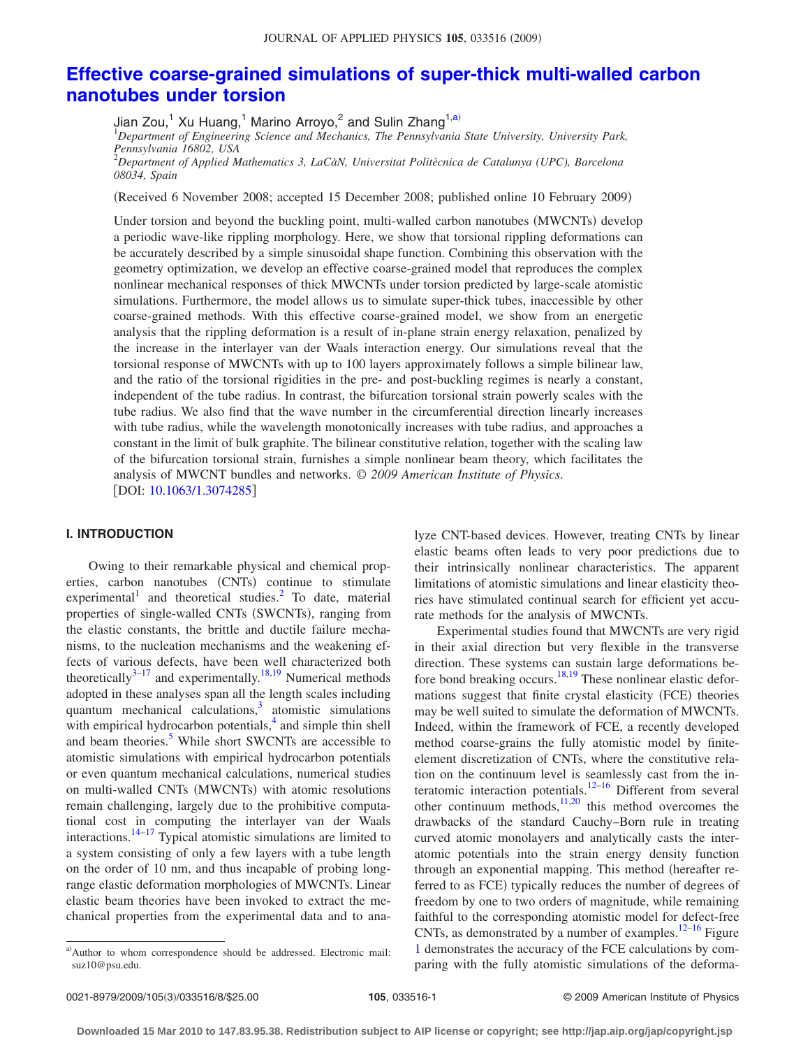# Effective coarse-grained simulations of super-thick multi-walled carbon nanotubes under torsion

Jian Zou,[1] Xu Huang,[1] Marino Arroyo,[2] and Sulin Zhang[1,a)]

[1]*Department of Engineering Science and Mechanics, The Pennsylvania State University, University Park, Pennsylvania 16802, USA*

[2]*Department of Applied Mathematics 3, LaCàN, Universitat Politècnica de Catalunya (UPC), Barcelona 08034, Spain*

(Received 6 November 2008; accepted 15 December 2008; published online 10 February 2009)

Under torsion and beyond the buckling point, multi-walled carbon nanotubes (MWCNTs) develop a periodic wave-like rippling morphology. Here, we show that torsional rippling deformations can be accurately described by a simple sinusoidal shape function. Combining this observation with the geometry optimization, we develop an effective coarse-grained model that reproduces the complex nonlinear mechanical responses of thick MWCNTs under torsion predicted by large-scale atomistic simulations. Furthermore, the model allows us to simulate super-thick tubes, inaccessible by other coarse-grained methods. With this effective coarse-grained model, we show from an energetic analysis that the rippling deformation is a result of in-plane strain energy relaxation, penalized by the increase in the interlayer van der Waals interaction energy. Our simulations reveal that the torsional response of MWCNTs with up to 100 layers approximately follows a simple bilinear law, and the ratio of the torsional rigidities in the pre- and post-buckling regimes is nearly a constant, independent of the tube radius. In contrast, the bifurcation torsional strain powerly scales with the tube radius. We also find that the wave number in the circumferential direction linearly increases with tube radius, while the wavelength monotonically increases with tube radius, and approaches a constant in the limit of bulk graphite. The bilinear constitutive relation, together with the scaling law of the bifurcation torsional strain, furnishes a simple nonlinear beam theory, which facilitates the analysis of MWCNT bundles and networks. *© 2009 American Institute of Physics.* [DOI: 10.1063/1.3074285]

## I. INTRODUCTION

Owing to their remarkable physical and chemical properties, carbon nanotubes (CNTs) continue to stimulate experimental[1] and theoretical studies.[2] To date, material properties of single-walled CNTs (SWCNTs), ranging from the elastic constants, the brittle and ductile failure mechanisms, to the nucleation mechanisms and the weakening effects of various defects, have been well characterized both theoretically[3–17] and experimentally.[18,19] Numerical methods adopted in these analyses span all the length scales including quantum mechanical calculations,[3] atomistic simulations with empirical hydrocarbon potentials,[4] and simple thin shell and beam theories.[5] While short SWCNTs are accessible to atomistic simulations with empirical hydrocarbon potentials or even quantum mechanical calculations, numerical studies on multi-walled CNTs (MWCNTs) with atomic resolutions remain challenging, largely due to the prohibitive computational cost in computing the interlayer van der Waals interactions.[14–17] Typical atomistic simulations are limited to a system consisting of only a few layers with a tube length on the order of 10 nm, and thus incapable of probing long-range elastic deformation morphologies of MWCNTs. Linear elastic beam theories have been invoked to extract the mechanical properties from the experimental data and to analyze CNT-based devices. However, treating CNTs by linear elastic beams often leads to very poor predictions due to their intrinsically nonlinear characteristics. The apparent limitations of atomistic simulations and linear elasticity theories have stimulated continual search for efficient yet accurate methods for the analysis of MWCNTs.

Experimental studies found that MWCNTs are very rigid in their axial direction but very flexible in the transverse direction. These systems can sustain large deformations before bond breaking occurs.[18,19] These nonlinear elastic deformations suggest that finite crystal elasticity (FCE) theories may be well suited to simulate the deformation of MWCNTs. Indeed, within the framework of FCE, a recently developed method coarse-grains the fully atomistic model by finite-element discretization of CNTs, where the constitutive relation on the continuum level is seamlessly cast from the interatomic interaction potentials.[12–16] Different from several other continuum methods,[11,20] this method overcomes the drawbacks of the standard Cauchy–Born rule in treating curved atomic monolayers and analytically casts the interatomic potentials into the strain energy density function through an exponential mapping. This method (hereafter referred to as FCE) typically reduces the number of degrees of freedom by one to two orders of magnitude, while remaining faithful to the corresponding atomistic model for defect-free CNTs, as demonstrated by a number of examples.[12–16] Figure 1 demonstrates the accuracy of the FCE calculations by comparing with the fully atomistic simulations of the deforma-

---

a) Author to whom correspondence should be addressed. Electronic mail: suz10@psu.edu.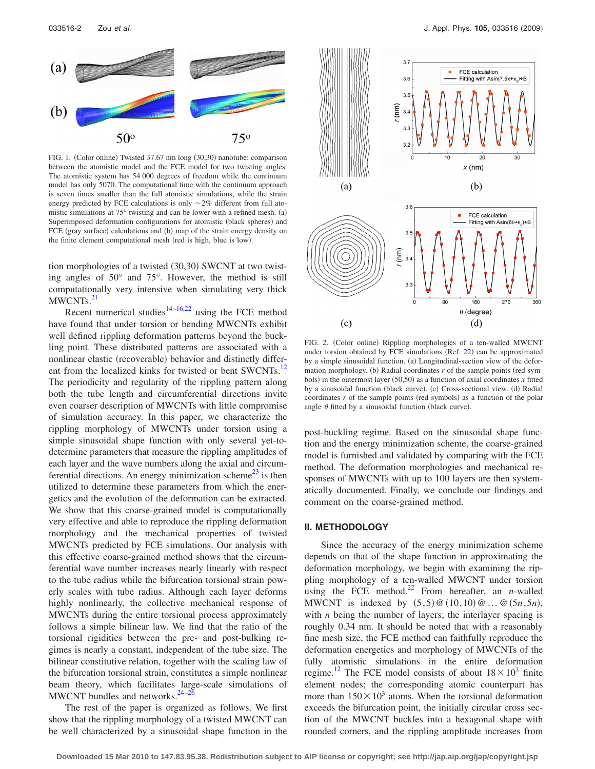FIG. 1. (Color online) Twisted 37.67 nm long (30,30) nanotube: comparison between the atomistic model and the FCE model for two twisting angles. The atomistic system has 54 000 degrees of freedom while the continuum model has only 5070. The computational time with the continuum approach is seven times smaller than the full atomistic simulations, while the strain energy predicted by FCE calculations is only ~2% different from full atomistic simulations at 75° twisting and can be lower with a refined mesh. (a) Superimposed deformation configurations for atomistic (black spheres) and FCE (gray surface) calculations and (b) map of the strain energy density on the finite element computational mesh (red is high, blue is low).

tion morphologies of a twisted (30,30) SWCNT at two twisting angles of 50° and 75°. However, the method is still computationally very intensive when simulating very thick MWCNTs.[21]

Recent numerical studies[14–16,22] using the FCE method have found that under torsion or bending MWCNTs exhibit well defined rippling deformation patterns beyond the buckling point. These distributed patterns are associated with a nonlinear elastic (recoverable) behavior and distinctly different from the localized kinks for twisted or bent SWCNTs.[12] The periodicity and regularity of the rippling pattern along both the tube length and circumferential directions invite even coarser description of MWCNTs with little compromise of simulation accuracy. In this paper, we characterize the rippling morphology of MWCNTs under torsion using a simple sinusoidal shape function with only several yet-to-determine parameters that measure the rippling amplitudes of each layer and the wave numbers along the axial and circumferential directions. An energy minimization scheme[23] is then utilized to determine these parameters from which the energetics and the evolution of the deformation can be extracted. We show that this coarse-grained model is computationally very effective and able to reproduce the rippling deformation morphology and the mechanical properties of twisted MWCNTs predicted by FCE simulations. Our analysis with this effective coarse-grained method shows that the circumferential wave number increases nearly linearly with respect to the tube radius while the bifurcation torsional strain powerly scales with tube radius. Although each layer deforms highly nonlinearly, the collective mechanical response of MWCNTs during the entire torsional process approximately follows a simple bilinear law. We find that the ratio of the torsional rigidities between the pre- and post-bulking regimes is nearly a constant, independent of the tube size. The bilinear constitutive relation, together with the scaling law of the bifurcation torsional strain, constitutes a simple nonlinear beam theory, which facilitates large-scale simulations of MWCNT bundles and networks.[24–26]

The rest of the paper is organized as follows. We first show that the rippling morphology of a twisted MWCNT can be well characterized by a sinusoidal shape function in the post-buckling regime. Based on the sinusoidal shape function and the energy minimization scheme, the coarse-grained model is furnished and validated by comparing with the FCE method. The deformation morphologies and mechanical responses of MWCNTs with up to 100 layers are then systematically documented. Finally, we conclude our findings and comment on the coarse-grained method.

FIG. 2. (Color online) Rippling morphologies of a ten-walled MWCNT under torsion obtained by FCE simulations (Ref. 22) can be approximated by a simple sinusoidal function. (a) Longitudinal-section view of the deformation morphology. (b) Radial coordinates $r$ of the sample points (red symbols) in the outermost layer (50,50) as a function of axial coordinates $x$ fitted by a sinusoidal function (black curve). (c) Cross-sectional view. (d) Radial coordinates $r$ of the sample points (red symbols) as a function of the polar angle $\theta$ fitted by a sinusoidal function (black curve).

## II. METHODOLOGY

Since the accuracy of the energy minimization scheme depends on that of the shape function in approximating the deformation morphology, we begin with examining the rippling morphology of a ten-walled MWCNT under torsion using the FCE method.[22] From hereafter, an $n$-walled MWCNT is indexed by $(5,5)@(10,10)@\ldots@(5n,5n)$, with $n$ being the number of layers; the interlayer spacing is roughly 0.34 nm. It should be noted that with a reasonably fine mesh size, the FCE method can faithfully reproduce the deformation energetics and morphology of MWCNTs of the fully atomistic simulations in the entire deformation regime.[12] The FCE model consists of about $18\times10^3$ finite element nodes; the corresponding atomic counterpart has more than $150\times10^3$ atoms. When the torsional deformation exceeds the bifurcation point, the initially circular cross section of the MWCNT buckles into a hexagonal shape with rounded corners, and the rippling amplitude increases from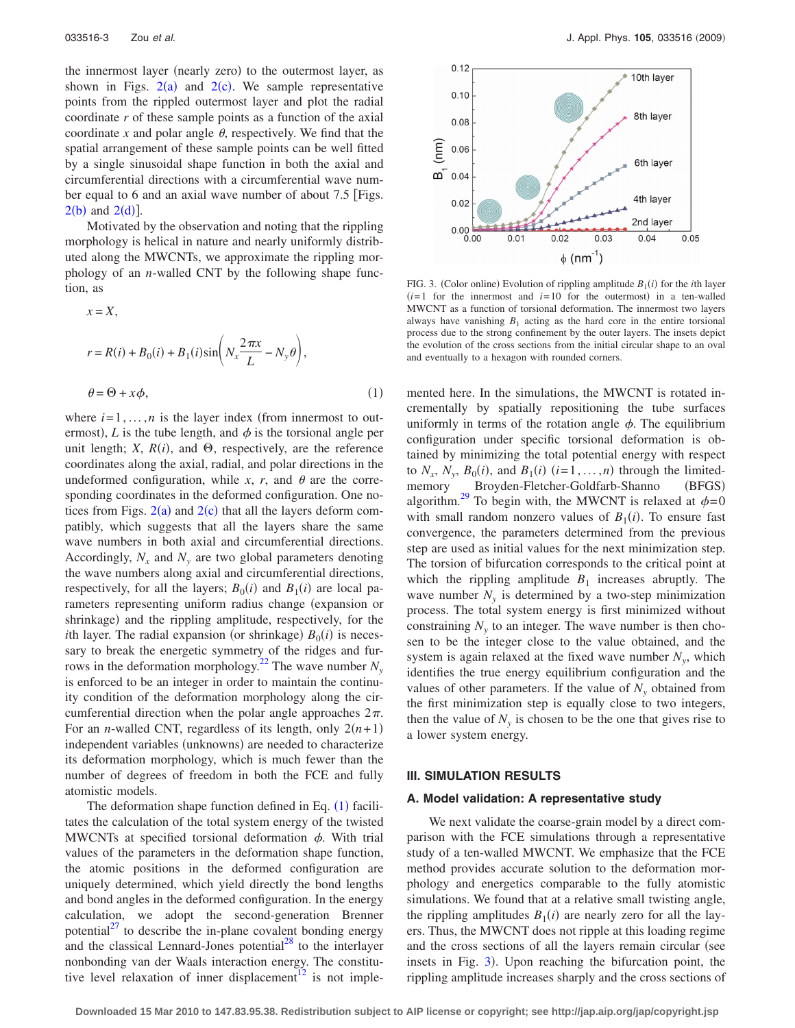the innermost layer (nearly zero) to the outermost layer, as shown in Figs. 2(a) and 2(c). We sample representative points from the rippled outermost layer and plot the radial coordinate $r$ of these sample points as a function of the axial coordinate $x$ and polar angle $\theta$, respectively. We find that the spatial arrangement of these sample points can be well fitted by a single sinusoidal shape function in both the axial and circumferential directions with a circumferential wave number equal to 6 and an axial wave number of about 7.5 [Figs. 2(b) and 2(d)].

Motivated by the observation and noting that the rippling morphology is helical in nature and nearly uniformly distributed along the MWCNTs, we approximate the rippling morphology of an $n$-walled CNT by the following shape function, as

$$x = X,$$

$$r = R(i) + B_0(i) + B_1(i)\sin\left(N_x\frac{2\pi x}{L} - N_y\theta\right),$$

$$\theta = \Theta + x\phi, \tag{1}$$

where $i=1,\ldots,n$ is the layer index (from innermost to outermost), $L$ is the tube length, and $\phi$ is the torsional angle per unit length; $X$, $R(i)$, and $\Theta$, respectively, are the reference coordinates along the axial, radial, and polar directions in the undeformed configuration, while $x$, $r$, and $\theta$ are the corresponding coordinates in the deformed configuration. One notices from Figs. 2(a) and 2(c) that all the layers deform compatibly, which suggests that all the layers share the same wave numbers in both axial and circumferential directions. Accordingly, $N_x$ and $N_y$ are two global parameters denoting the wave numbers along axial and circumferential directions, respectively, for all the layers; $B_0(i)$ and $B_1(i)$ are local parameters representing uniform radius change (expansion or shrinkage) and the rippling amplitude, respectively, for the $i$th layer. The radial expansion (or shrinkage) $B_0(i)$ is necessary to break the energetic symmetry of the ridges and furrows in the deformation morphology.[22] The wave number $N_y$ is enforced to be an integer in order to maintain the continuity condition of the deformation morphology along the circumferential direction when the polar angle approaches $2\pi$. For an $n$-walled CNT, regardless of its length, only $2(n+1)$ independent variables (unknowns) are needed to characterize its deformation morphology, which is much fewer than the number of degrees of freedom in both the FCE and fully atomistic models.

The deformation shape function defined in Eq. (1) facilitates the calculation of the total system energy of the twisted MWCNTs at specified torsional deformation $\phi$. With trial values of the parameters in the deformation shape function, the atomic positions in the deformed configuration are uniquely determined, which yield directly the bond lengths and bond angles in the deformed configuration. In the energy calculation, we adopt the second-generation Brenner potential[27] to describe the in-plane covalent bonding energy and the classical Lennard-Jones potential[28] to the interlayer nonbonding van der Waals interaction energy. The constitutive level relaxation of inner displacement[12] is not implemented here. In the simulations, the MWCNT is rotated incrementally by spatially repositioning the tube surfaces uniformly in terms of the rotation angle $\phi$. The equilibrium configuration under specific torsional deformation is obtained by minimizing the total potential energy with respect to $N_x$, $N_y$, $B_0(i)$, and $B_1(i)$ $(i=1,\ldots,n)$ through the limited-memory Broyden-Fletcher-Goldfarb-Shanno (BFGS) algorithm.[29] To begin with, the MWCNT is relaxed at $\phi=0$ with small random nonzero values of $B_1(i)$. To ensure fast convergence, the parameters determined from the previous step are used as initial values for the next minimization step. The torsion of bifurcation corresponds to the critical point at which the rippling amplitude $B_1$ increases abruptly. The wave number $N_y$ is determined by a two-step minimization process. The total system energy is first minimized without constraining $N_y$ to an integer. The wave number is then chosen to be the integer close to the value obtained, and the system is again relaxed at the fixed wave number $N_y$, which identifies the true energy equilibrium configuration and the values of other parameters. If the value of $N_y$ obtained from the first minimization step is equally close to two integers, then the value of $N_y$ is chosen to be the one that gives rise to a lower system energy.

FIG. 3. (Color online) Evolution of rippling amplitude $B_1(i)$ for the $i$th layer ($i=1$ for the innermost and $i=10$ for the outermost) in a ten-walled MWCNT as a function of torsional deformation. The innermost two layers always have vanishing $B_1$ acting as the hard core in the entire torsional process due to the strong confinement by the outer layers. The insets depict the evolution of the cross sections from the initial circular shape to an oval and eventually to a hexagon with rounded corners.

## III. SIMULATION RESULTS

### A. Model validation: A representative study

We next validate the coarse-grain model by a direct comparison with the FCE simulations through a representative study of a ten-walled MWCNT. We emphasize that the FCE method provides accurate solution to the deformation morphology and energetics comparable to the fully atomistic simulations. We found that at a relative small twisting angle, the rippling amplitudes $B_1(i)$ are nearly zero for all the layers. Thus, the MWCNT does not ripple at this loading regime and the cross sections of all the layers remain circular (see insets in Fig. 3). Upon reaching the bifurcation point, the rippling amplitude increases sharply and the cross sections of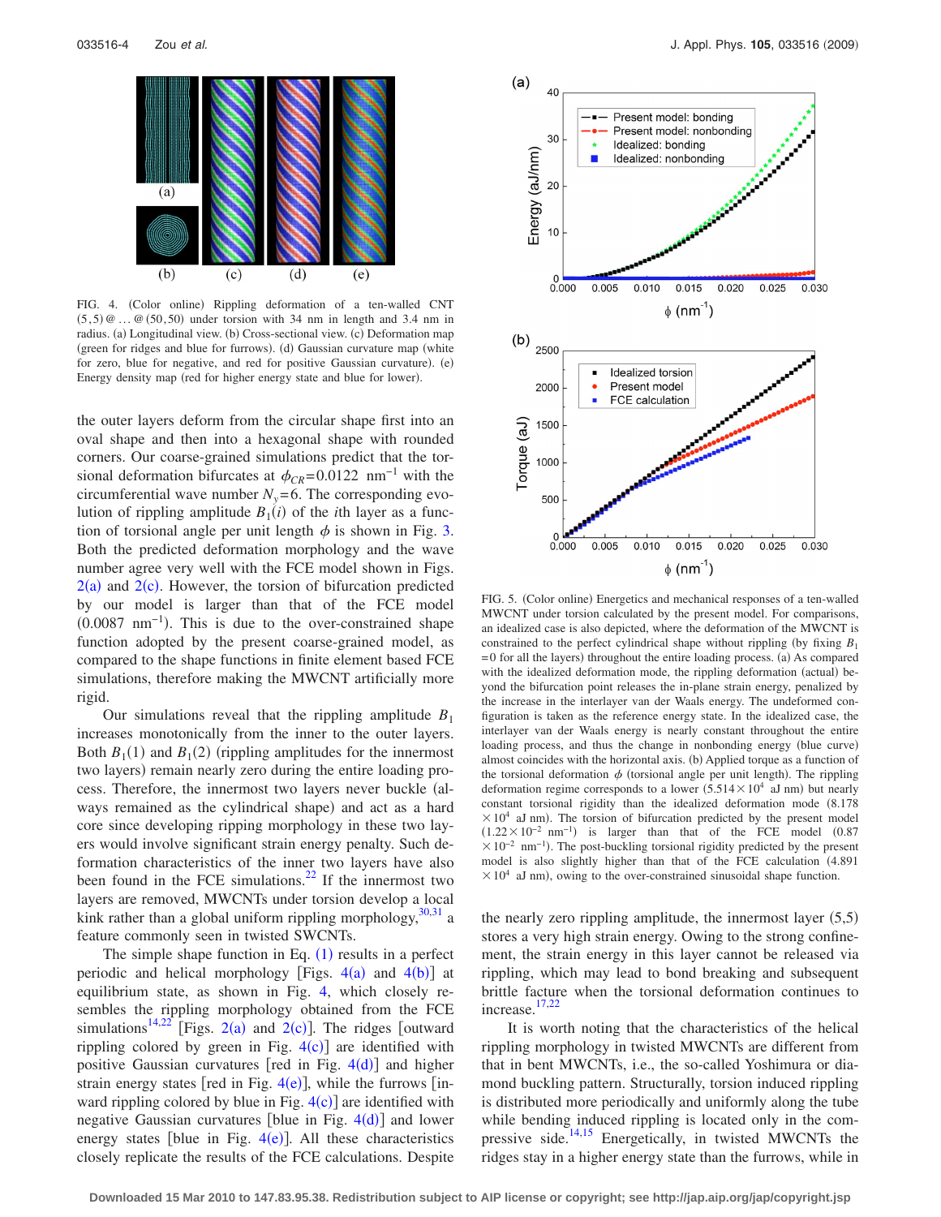FIG. 4. (Color online) Rippling deformation of a ten-walled CNT $(5,5)@\ldots@(50,50)$ under torsion with 34 nm in length and 3.4 nm in radius. (a) Longitudinal view. (b) Cross-sectional view. (c) Deformation map (green for ridges and blue for furrows). (d) Gaussian curvature map (white for zero, blue for negative, and red for positive Gaussian curvature). (e) Energy density map (red for higher energy state and blue for lower).

the outer layers deform from the circular shape first into an oval shape and then into a hexagonal shape with rounded corners. Our coarse-grained simulations predict that the torsional deformation bifurcates at $\phi_{CR}=0.0122\ \text{nm}^{-1}$ with the circumferential wave number $N_y=6$. The corresponding evolution of rippling amplitude $B_1(i)$ of the $i$th layer as a function of torsional angle per unit length $\phi$ is shown in Fig. 3. Both the predicted deformation morphology and the wave number agree very well with the FCE model shown in Figs. 2(a) and 2(c). However, the torsion of bifurcation predicted by our model is larger than that of the FCE model ($0.0087\ \text{nm}^{-1}$). This is due to the over-constrained shape function adopted by the present coarse-grained model, as compared to the shape functions in finite element based FCE simulations, therefore making the MWCNT artificially more rigid.

Our simulations reveal that the rippling amplitude $B_1$ increases monotonically from the inner to the outer layers. Both $B_1(1)$ and $B_1(2)$ (rippling amplitudes for the innermost two layers) remain nearly zero during the entire loading process. Therefore, the innermost two layers never buckle (always remained as the cylindrical shape) and act as a hard core since developing ripping morphology in these two layers would involve significant strain energy penalty. Such deformation characteristics of the inner two layers have also been found in the FCE simulations.[22] If the innermost two layers are removed, MWCNTs under torsion develop a local kink rather than a global uniform rippling morphology,[30,31] a feature commonly seen in twisted SWCNTs.

The simple shape function in Eq. (1) results in a perfect periodic and helical morphology [Figs. 4(a) and 4(b)] at equilibrium state, as shown in Fig. 4, which closely resembles the rippling morphology obtained from the FCE simulations[14,22] [Figs. 2(a) and 2(c)]. The ridges [outward rippling colored by green in Fig. 4(c)] are identified with positive Gaussian curvatures [red in Fig. 4(d)] and higher strain energy states [red in Fig. 4(e)], while the furrows [inward rippling colored by blue in Fig. 4(c)] are identified with negative Gaussian curvatures [blue in Fig. 4(d)] and lower energy states [blue in Fig. 4(e)]. All these characteristics closely replicate the results of the FCE calculations. Despite the nearly zero rippling amplitude, the innermost layer (5,5) stores a very high strain energy. Owing to the strong confinement, the strain energy in this layer cannot be released via rippling, which may lead to bond breaking and subsequent brittle facture when the torsional deformation continues to increase.[17,22]

FIG. 5. (Color online) Energetics and mechanical responses of a ten-walled MWCNT under torsion calculated by the present model. For comparisons, an idealized case is also depicted, where the deformation of the MWCNT is constrained to the perfect cylindrical shape without rippling (by fixing $B_1=0$ for all the layers) throughout the entire loading process. (a) As compared with the idealized deformation mode, the rippling deformation (actual) beyond the bifurcation point releases the in-plane strain energy, penalized by the increase in the interlayer van der Waals energy. The undeformed configuration is taken as the reference energy state. In the idealized case, the interlayer van der Waals energy is nearly constant throughout the entire loading process, and thus the change in nonbonding energy (blue curve) almost coincides with the horizontal axis. (b) Applied torque as a function of the torsional deformation $\phi$ (torsional angle per unit length). The rippling deformation regime corresponds to a lower ($5.514\times10^4$ aJ nm) but nearly constant torsional rigidity than the idealized deformation mode ($8.178\times10^4$ aJ nm). The torsion of bifurcation predicted by the present model ($1.22\times10^{-2}\ \text{nm}^{-1}$) is larger than that of the FCE model ($0.87\times10^{-2}\ \text{nm}^{-1}$). The post-buckling torsional rigidity predicted by the present model is also slightly higher than that of the FCE calculation ($4.891\times10^4$ aJ nm), owing to the over-constrained sinusoidal shape function.

It is worth noting that the characteristics of the helical rippling morphology in twisted MWCNTs are different from that in bent MWCNTs, i.e., the so-called Yoshimura or diamond buckling pattern. Structurally, torsion induced rippling is distributed more periodically and uniformly along the tube while bending induced rippling is located only on the compressive side.[14,15] Energetically, in twisted MWCNTs the ridges stay in a higher energy state than the furrows, while in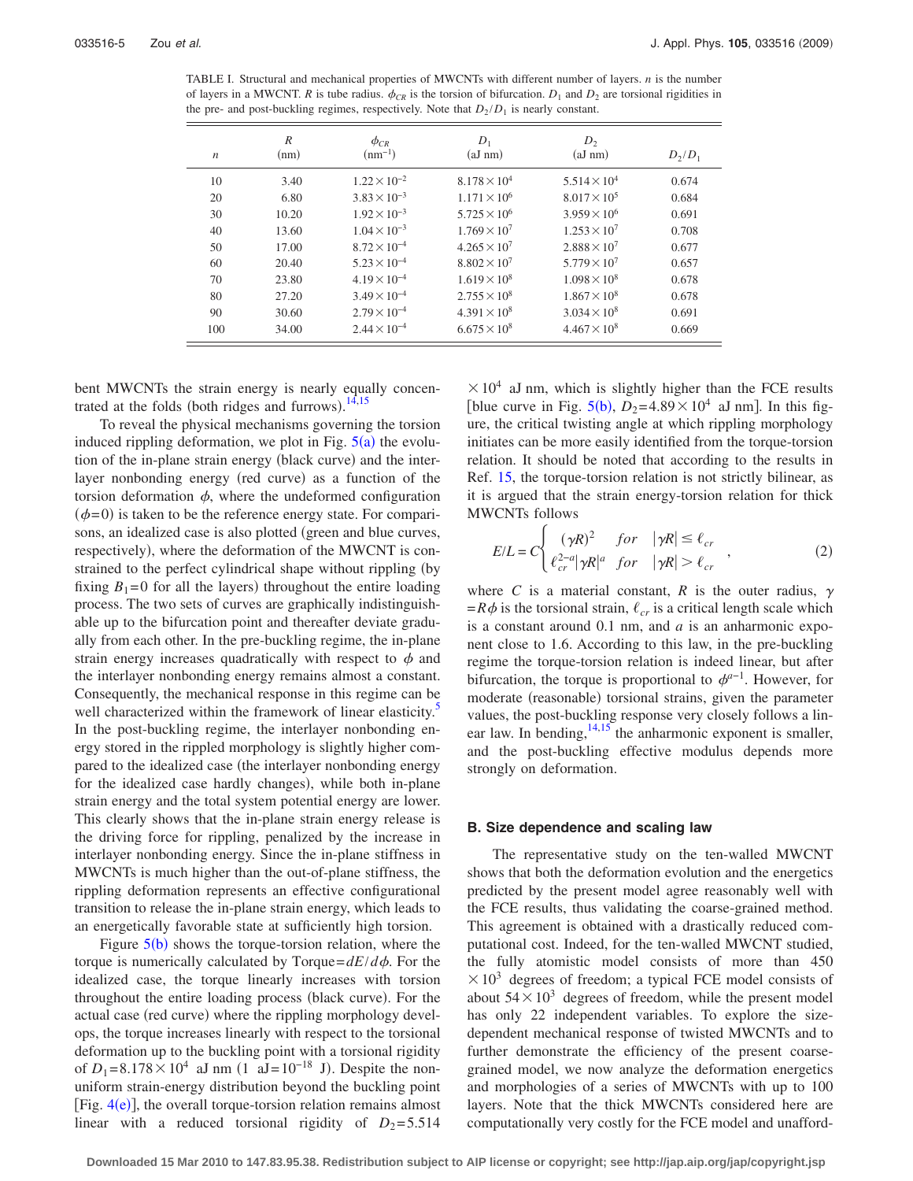TABLE I. Structural and mechanical properties of MWCNTs with different number of layers. $n$ is the number of layers in a MWCNT. $R$ is tube radius. $\phi_{CR}$ is the torsion of bifurcation. $D_1$ and $D_2$ are torsional rigidities in the pre- and post-buckling regimes, respectively. Note that $D_2/D_1$ is nearly constant.

| $n$ | $R$ (nm) | $\phi_{CR}$ ($\text{nm}^{-1}$) | $D_1$ (aJ nm) | $D_2$ (aJ nm) | $D_2/D_1$ |
|---|---|---|---|---|---|
| 10 | 3.40 | $1.22 \times 10^{-2}$ | $8.178 \times 10^{4}$ | $5.514 \times 10^{4}$ | 0.674 |
| 20 | 6.80 | $3.83 \times 10^{-3}$ | $1.171 \times 10^{6}$ | $8.017 \times 10^{5}$ | 0.684 |
| 30 | 10.20 | $1.92 \times 10^{-3}$ | $5.725 \times 10^{6}$ | $3.959 \times 10^{6}$ | 0.691 |
| 40 | 13.60 | $1.04 \times 10^{-3}$ | $1.769 \times 10^{7}$ | $1.253 \times 10^{7}$ | 0.708 |
| 50 | 17.00 | $8.72 \times 10^{-4}$ | $4.265 \times 10^{7}$ | $2.888 \times 10^{7}$ | 0.677 |
| 60 | 20.40 | $5.23 \times 10^{-4}$ | $8.802 \times 10^{7}$ | $5.779 \times 10^{7}$ | 0.657 |
| 70 | 23.80 | $4.19 \times 10^{-4}$ | $1.619 \times 10^{8}$ | $1.098 \times 10^{8}$ | 0.678 |
| 80 | 27.20 | $3.49 \times 10^{-4}$ | $2.755 \times 10^{8}$ | $1.867 \times 10^{8}$ | 0.678 |
| 90 | 30.60 | $2.79 \times 10^{-4}$ | $4.391 \times 10^{8}$ | $3.034 \times 10^{8}$ | 0.691 |
| 100 | 34.00 | $2.44 \times 10^{-4}$ | $6.675 \times 10^{8}$ | $4.467 \times 10^{8}$ | 0.669 |

bent MWCNTs the strain energy is nearly equally concentrated at the folds (both ridges and furrows).[14,15]

To reveal the physical mechanisms governing the torsion induced rippling deformation, we plot in Fig. 5(a) the evolution of the in-plane strain energy (black curve) and the interlayer nonbonding energy (red curve) as a function of the torsion deformation $\phi$, where the undeformed configuration ($\phi = 0$) is taken to be the reference energy state. For comparisons, an idealized case is also plotted (green and blue curves, respectively), where the deformation of the MWCNT is constrained to the perfect cylindrical shape without rippling (by fixing $B_1 = 0$ for all the layers) throughout the entire loading process. The two sets of curves are graphically indistinguishable up to the bifurcation point and thereafter deviate gradually from each other. In the pre-buckling regime, the in-plane strain energy increases quadratically with respect to $\phi$ and the interlayer nonbonding energy remains almost a constant. Consequently, the mechanical response in this regime can be well characterized within the framework of linear elasticity.[5] In the post-buckling regime, the interlayer nonbonding energy stored in the rippled morphology is slightly higher compared to the idealized case (the interlayer nonbonding energy for the idealized case hardly changes), while both in-plane strain energy and the total system potential energy are lower. This clearly shows that the in-plane strain energy release is the driving force for rippling, penalized by the increase in interlayer nonbonding energy. Since the in-plane stiffness in MWCNTs is much higher than the out-of-plane stiffness, the rippling deformation represents an effective configurational transition to release the in-plane strain energy, which leads to an energetically favorable state at sufficiently high torsion.

Figure 5(b) shows the torque-torsion relation, where the torque is numerically calculated by Torque $= dE/d\phi$. For the idealized case, the torque linearly increases with torsion throughout the entire loading process (black curve). For the actual case (red curve) where the rippling morphology develops, the torque increases linearly with respect to the torsional deformation up to the buckling point with a torsional rigidity of $D_1 = 8.178 \times 10^4$ aJ nm (1 aJ$=10^{-18}$ J). Despite the nonuniform strain-energy distribution beyond the buckling point [Fig. 4(e)], the overall torque-torsion relation remains almost linear with a reduced torsional rigidity of $D_2 = 5.514 \times 10^4$ aJ nm, which is slightly higher than the FCE results [blue curve in Fig. 5(b), $D_2 = 4.89 \times 10^4$ aJ nm]. In this figure, the critical twisting angle at which rippling morphology initiates can be more easily identified from the torque-torsion relation. It should be noted that according to the results in Ref. 15, the torque-torsion relation is not strictly bilinear, as it is argued that the strain energy-torsion relation for thick MWCNTs follows

$$E/L = C\begin{cases} (\gamma R)^2 & for \quad |\gamma R| \le \ell_{cr} \\ \ell_{cr}^{2-a}|\gamma R|^a & for \quad |\gamma R| > \ell_{cr} \end{cases}, \tag{2}$$

where $C$ is a material constant, $R$ is the outer radius, $\gamma = R\phi$ is the torsional strain, $\ell_{cr}$ is a critical length scale which is a constant around 0.1 nm, and $a$ is an anharmonic exponent close to 1.6. According to this law, in the pre-buckling regime the torque-torsion relation is indeed linear, but after bifurcation, the torque is proportional to $\phi^{a-1}$. However, for moderate (reasonable) torsional strains, given the parameter values, the post-buckling response very closely follows a linear law. In bending,[14,15] the anharmonic exponent is smaller, and the post-buckling effective modulus depends more strongly on deformation.

### B. Size dependence and scaling law

The representative study on the ten-walled MWCNT shows that both the deformation evolution and the energetics predicted by the present model agree reasonably well with the FCE results, thus validating the coarse-grained method. This agreement is obtained with a drastically reduced computational cost. Indeed, for the ten-walled MWCNT studied, the fully atomistic model consists of more than $450 \times 10^3$ degrees of freedom; a typical FCE model consists of about $54 \times 10^3$ degrees of freedom, while the present model has only 22 independent variables. To explore the size-dependent mechanical response of twisted MWCNTs and to further demonstrate the efficiency of the present coarse-grained model, we now analyze the deformation energetics and morphologies of a series of MWCNTs with up to 100 layers. Note that the thick MWCNTs considered here are computationally very costly for the FCE model and unafford-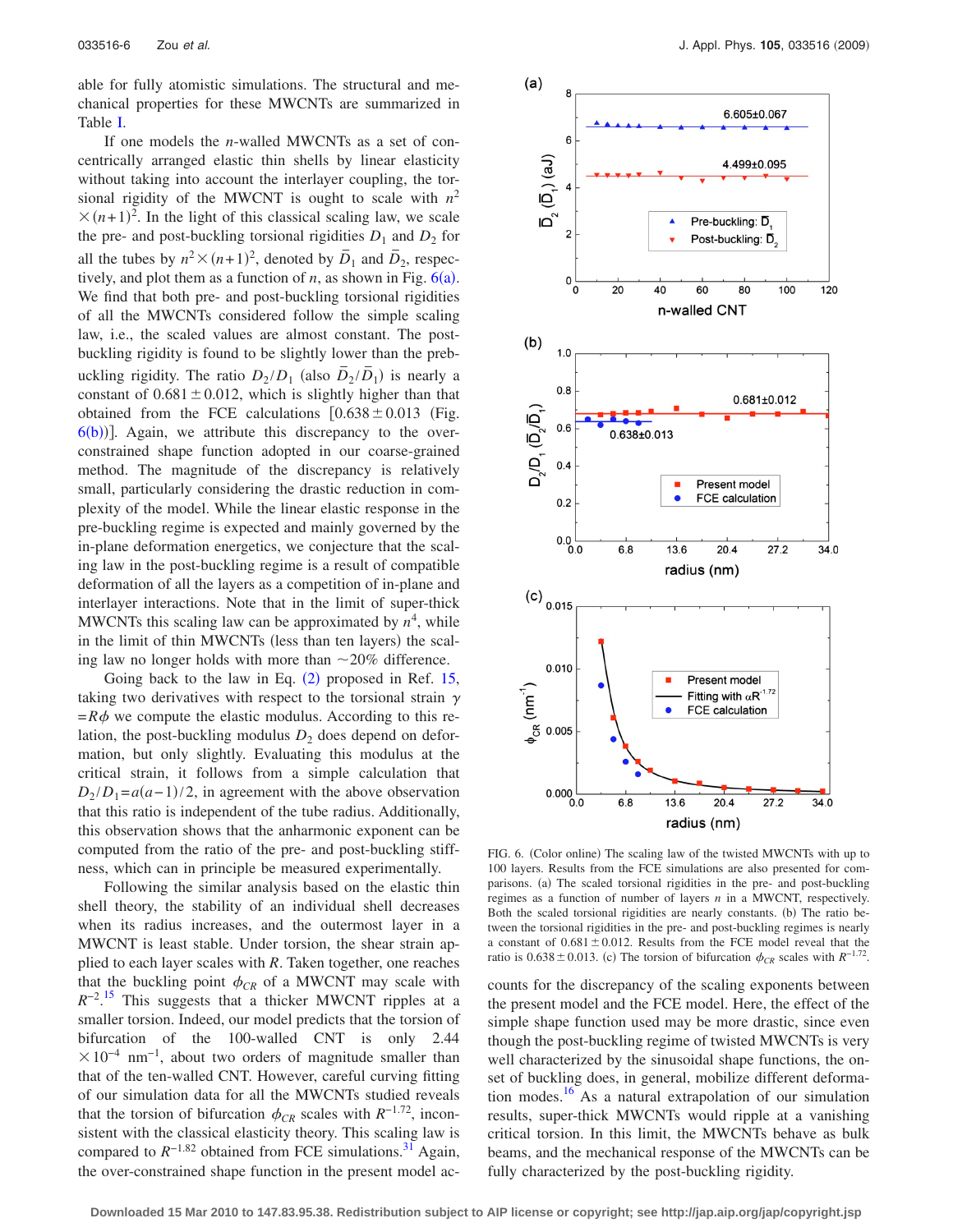able for fully atomistic simulations. The structural and mechanical properties for these MWCNTs are summarized in Table I.

If one models the $n$-walled MWCNTs as a set of concentrically arranged elastic thin shells by linear elasticity without taking into account the interlayer coupling, the torsional rigidity of the MWCNT is ought to scale with $n^2 \times (n+1)^2$. In the light of this classical scaling law, we scale the pre- and post-buckling torsional rigidities $D_1$ and $D_2$ for all the tubes by $n^2 \times (n+1)^2$, denoted by $\bar{D}_1$ and $\bar{D}_2$, respectively, and plot them as a function of $n$, as shown in Fig. 6(a). We find that both pre- and post-buckling torsional rigidities of all the MWCNTs considered follow the simple scaling law, i.e., the scaled values are almost constant. The post-buckling rigidity is found to be slightly lower than the prebuckling rigidity. The ratio $D_2/D_1$ (also $\bar{D}_2/\bar{D}_1$) is nearly a constant of $0.681 \pm 0.012$, which is slightly higher than that obtained from the FCE calculations [$0.638 \pm 0.013$ (Fig. 6(b))]. Again, we attribute this discrepancy to the over-constrained shape function adopted in our coarse-grained method. The magnitude of the discrepancy is relatively small, particularly considering the drastic reduction in complexity of the model. While the linear elastic response in the pre-buckling regime is expected and mainly governed by the in-plane deformation energetics, we conjecture that the scaling law in the post-buckling regime is a result of compatible deformation of all the layers as a competition of in-plane and interlayer interactions. Note that in the limit of super-thick MWCNTs this scaling law can be approximated by $n^4$, while in the limit of thin MWCNTs (less than ten layers) the scaling law no longer holds with more than ~20% difference.

Going back to the law in Eq. (2) proposed in Ref. 15, taking two derivatives with respect to the torsional strain $\gamma = R\phi$ we compute the elastic modulus. According to this relation, the post-buckling modulus $D_2$ does depend on deformation, but only slightly. Evaluating this modulus at the critical strain, it follows from a simple calculation that $D_2/D_1 = a(a-1)/2$, in agreement with the above observation that this ratio is independent of the tube radius. Additionally, this observation shows that the anharmonic exponent can be computed from the ratio of the pre- and post-buckling stiffness, which can in principle be measured experimentally.

Following the similar analysis based on the elastic thin shell theory, the stability of an individual shell decreases when its radius increases, and the outermost layer in a MWCNT is least stable. Under torsion, the shear strain applied to each layer scales with $R$. Taken together, one reaches that the buckling point $\phi_{CR}$ of a MWCNT may scale with $R^{-2}$.[15] This suggests that a thicker MWCNT ripples at a smaller torsion. Indeed, our model predicts that the torsion of bifurcation of the 100-walled CNT is only $2.44 \times 10^{-4}$ nm$^{-1}$, about two orders of magnitude smaller than that of the ten-walled CNT. However, careful curving fitting of our simulation data for all the MWCNTs studied reveals that the torsion of bifurcation $\phi_{CR}$ scales with $R^{-1.72}$, inconsistent with the classical elasticity theory. This scaling law is compared to $R^{-1.82}$ obtained from FCE simulations.[31] Again, the over-constrained shape function in the present model accounts for the discrepancy of the scaling exponents between the present model and the FCE model. Here, the effect of the simple shape function used may be more drastic, since even though the post-buckling regime of twisted MWCNTs is very well characterized by the sinusoidal shape functions, the onset of buckling does, in general, mobilize different deformation modes.[16] As a natural extrapolation of our simulation results, super-thick MWCNTs would ripple at a vanishing critical torsion. In this limit, the MWCNTs behave as bulk beams, and the mechanical response of the MWCNTs can be fully characterized by the post-buckling rigidity.

FIG. 6. (Color online) The scaling law of the twisted MWCNTs with up to 100 layers. Results from the FCE simulations are also presented for comparisons. (a) The scaled torsional rigidities in the pre- and post-buckling regimes as a function of number of layers $n$ in a MWCNT, respectively. Both the scaled torsional rigidities are nearly constants. (b) The ratio between the torsional rigidities in the pre- and post-buckling regimes is nearly a constant of $0.681 \pm 0.012$. Results from the FCE model reveal that the ratio is $0.638 \pm 0.013$. (c) The torsion of bifurcation $\phi_{CR}$ scales with $R^{-1.72}$.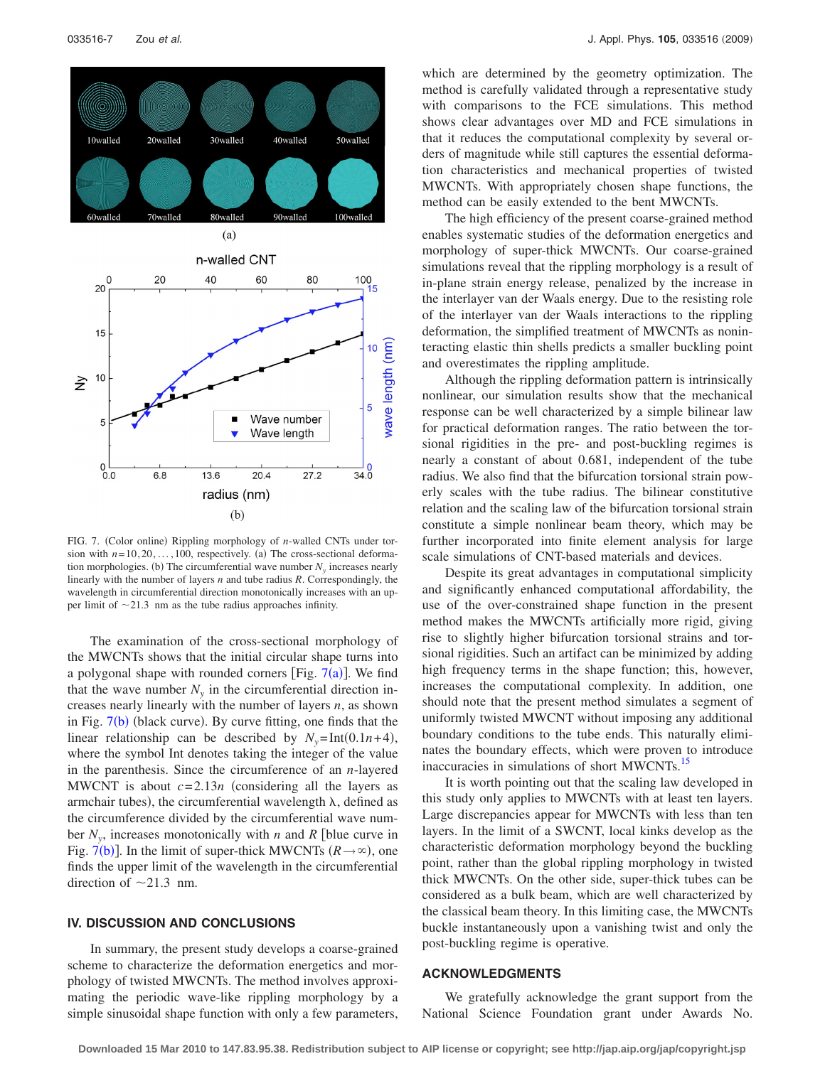10walled 20walled 30walled 40walled 50walled

60walled 70walled 80walled 90walled 100walled

(a)

n-walled CNT

0 20 40 60 80 100

Ny

20 15 10 5 0

wave length (nm)

15 10 5 0

0.0 6.8 13.6 20.4 27.2 34.0

radius (nm)

Wave number

Wave length

(b)

FIG. 7. (Color online) Rippling morphology of $n$-walled CNTs under torsion with $n=10,20,\ldots,100$, respectively. (a) The cross-sectional deformation morphologies. (b) The circumferential wave number $N_y$ increases nearly linearly with the number of layers $n$ and tube radius $R$. Correspondingly, the wavelength in circumferential direction monotonically increases with an upper limit of $\sim$21.3 nm as the tube radius approaches infinity.

The examination of the cross-sectional morphology of the MWCNTs shows that the initial circular shape turns into a polygonal shape with rounded corners [Fig. 7(a)]. We find that the wave number $N_y$ in the circumferential direction increases nearly linearly with the number of layers $n$, as shown in Fig. 7(b) (black curve). By curve fitting, one finds that the linear relationship can be described by $N_y = \text{Int}(0.1n+4)$, where the symbol Int denotes taking the integer of the value in the parenthesis. Since the circumference of an $n$-layered MWCNT is about $c=2.13n$ (considering all the layers as armchair tubes), the circumferential wavelength $\lambda$, defined as the circumference divided by the circumferential wave number $N_y$, increases monotonically with $n$ and $R$ [blue curve in Fig. 7(b)]. In the limit of super-thick MWCNTs ($R\to\infty$), one finds the upper limit of the wavelength in the circumferential direction of $\sim$21.3 nm.

## IV. DISCUSSION AND CONCLUSIONS

In summary, the present study develops a coarse-grained scheme to characterize the deformation energetics and morphology of twisted MWCNTs. The method involves approximating the periodic wave-like rippling morphology by a simple sinusoidal shape function with only a few parameters, which are determined by the geometry optimization. The method is carefully validated through a representative study with comparisons to the FCE simulations. This method shows clear advantages over MD and FCE simulations in that it reduces the computational complexity by several orders of magnitude while still captures the essential deformation characteristics and mechanical properties of twisted MWCNTs. With appropriately chosen shape functions, the method can be easily extended to the bent MWCNTs.

The high efficiency of the present coarse-grained method enables systematic studies of the deformation energetics and morphology of super-thick MWCNTs. Our coarse-grained simulations reveal that the rippling morphology is a result of in-plane strain energy release, penalized by the increase in the interlayer van der Waals energy. Due to the resisting role of the interlayer van der Waals interactions to the rippling deformation, the simplified treatment of MWCNTs as noninteracting elastic thin shells predicts a smaller buckling point and overestimates the rippling amplitude.

Although the rippling deformation pattern is intrinsically nonlinear, our simulation results show that the mechanical response can be well characterized by a simple bilinear law for practical deformation ranges. The ratio between the torsional rigidities in the pre- and post-buckling regimes is nearly a constant of about 0.681, independent of the tube radius. We also find that the bifurcation torsional strain powerly scales with the tube radius. The bilinear constitutive relation and the scaling law of the bifurcation torsional strain constitute a simple nonlinear beam theory, which may be further incorporated into finite element analysis for large scale simulations of CNT-based materials and devices.

Despite its great advantages in computational simplicity and significantly enhanced computational affordability, the use of the over-constrained shape function in the present method makes the MWCNTs artificially more rigid, giving rise to slightly higher bifurcation torsional strains and torsional rigidities. Such an artifact can be minimized by adding high frequency terms in the shape function; this, however, increases the computational complexity. In addition, one should note that the present method simulates a segment of uniformly twisted MWCNT without imposing any additional boundary conditions to the tube ends. This naturally eliminates the boundary effects, which were proven to introduce inaccuracies in simulations of short MWCNTs.[15]

It is worth pointing out that the scaling law developed in this study only applies to MWCNTs with at least ten layers. Large discrepancies appear for MWCNTs with less than ten layers. In the limit of a SWCNT, local kinks develop as the characteristic deformation morphology beyond the buckling point, rather than the global rippling morphology in twisted thick MWCNTs. On the other side, super-thick tubes can be considered as a bulk beam, which are well characterized by the classical beam theory. In this limiting case, the MWCNTs buckle instantaneously upon a vanishing twist and only the post-buckling regime is operative.

## ACKNOWLEDGMENTS

We gratefully acknowledge the grant support from the National Science Foundation grant under Awards No.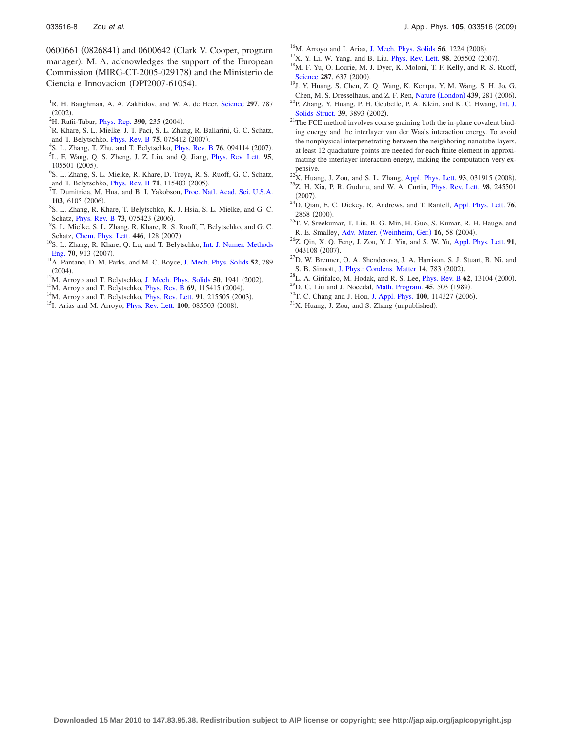0600661 (0826841) and 0600642 (Clark V. Cooper, program manager). M. A. acknowledges the support of the European Commission (MIRG-CT-2005-029178) and the Ministerio de Ciencia e Innovacion (DPI2007-61054).

[1] R. H. Baughman, A. A. Zakhidov, and W. A. de Heer, Science **297**, 787 (2002).
[2] H. Rafii-Tabar, Phys. Rep. **390**, 235 (2004).
[3] R. Khare, S. L. Mielke, J. T. Paci, S. L. Zhang, R. Ballarini, G. C. Schatz, and T. Belytschko, Phys. Rev. B **75**, 075412 (2007).
[4] S. L. Zhang, T. Zhu, and T. Belytschko, Phys. Rev. B **76**, 094114 (2007).
[5] L. F. Wang, Q. S. Zheng, J. Z. Liu, and Q. Jiang, Phys. Rev. Lett. **95**, 105501 (2005).
[6] S. L. Zhang, S. L. Mielke, R. Khare, D. Troya, R. S. Ruoff, G. C. Schatz, and T. Belytschko, Phys. Rev. B **71**, 115403 (2005).
[7] T. Dumitrica, M. Hua, and B. I. Yakobson, Proc. Natl. Acad. Sci. U.S.A. **103**, 6105 (2006).
[8] S. L. Zhang, R. Khare, T. Belytschko, K. J. Hsia, S. L. Mielke, and G. C. Schatz, Phys. Rev. B **73**, 075423 (2006).
[9] S. L. Mielke, S. L. Zhang, R. Khare, R. S. Ruoff, T. Belytschko, and G. C. Schatz, Chem. Phys. Lett. **446**, 128 (2007).
[10] S. L. Zhang, R. Khare, Q. Lu, and T. Belytschko, Int. J. Numer. Methods Eng. **70**, 913 (2007).
[11] A. Pantano, D. M. Parks, and M. C. Boyce, J. Mech. Phys. Solids **52**, 789 (2004).
[12] M. Arroyo and T. Belytschko, J. Mech. Phys. Solids **50**, 1941 (2002).
[13] M. Arroyo and T. Belytschko, Phys. Rev. B **69**, 115415 (2004).
[14] M. Arroyo and T. Belytschko, Phys. Rev. Lett. **91**, 215505 (2003).
[15] I. Arias and M. Arroyo, Phys. Rev. Lett. **100**, 085503 (2008).
[16] M. Arroyo and I. Arias, J. Mech. Phys. Solids **56**, 1224 (2008).
[17] X. Y. Li, W. Yang, and B. Liu, Phys. Rev. Lett. **98**, 205502 (2007).
[18] M. F. Yu, O. Lourie, M. J. Dyer, K. Moloni, T. F. Kelly, and R. S. Ruoff, Science **287**, 637 (2000).
[19] J. Y. Huang, S. Chen, Z. Q. Wang, K. Kempa, Y. M. Wang, S. H. Jo, G. Chen, M. S. Dresselhaus, and Z. F. Ren, Nature (London) **439**, 281 (2006).
[20] P. Zhang, Y. Huang, P. H. Geubelle, P. A. Klein, and K. C. Hwang, Int. J. Solids Struct. **39**, 3893 (2002).
[21] The FCE method involves coarse graining both the in-plane covalent binding energy and the interlayer van der Waals interaction energy. To avoid the nonphysical interpenetrating between the neighboring nanotube layers, at least 12 quadrature points are needed for each finite element in approximating the interlayer interaction energy, making the computation very expensive.
[22] X. Huang, J. Zou, and S. L. Zhang, Appl. Phys. Lett. **93**, 031915 (2008).
[23] Z. H. Xia, P. R. Guduru, and W. A. Curtin, Phys. Rev. Lett. **98**, 245501 (2007).
[24] D. Qian, E. C. Dickey, R. Andrews, and T. Rantell, Appl. Phys. Lett. **76**, 2868 (2000).
[25] T. V. Sreekumar, T. Liu, B. G. Min, H. Guo, S. Kumar, R. H. Hauge, and R. E. Smalley, Adv. Mater. (Weinheim, Ger.) **16**, 58 (2004).
[26] Z. Qin, X. Q. Feng, J. Zou, Y. J. Yin, and S. W. Yu, Appl. Phys. Lett. **91**, 043108 (2007).
[27] D. W. Brenner, O. A. Shenderova, J. A. Harrison, S. J. Stuart, B. Ni, and S. B. Sinnott, J. Phys.: Condens. Matter **14**, 783 (2002).
[28] L. A. Girifalco, M. Hodak, and R. S. Lee, Phys. Rev. B **62**, 13104 (2000).
[29] D. C. Liu and J. Nocedal, Math. Program. **45**, 503 (1989).
[30] T. C. Chang and J. Hou, J. Appl. Phys. **100**, 114327 (2006).
[31] X. Huang, J. Zou, and S. Zhang (unpublished).